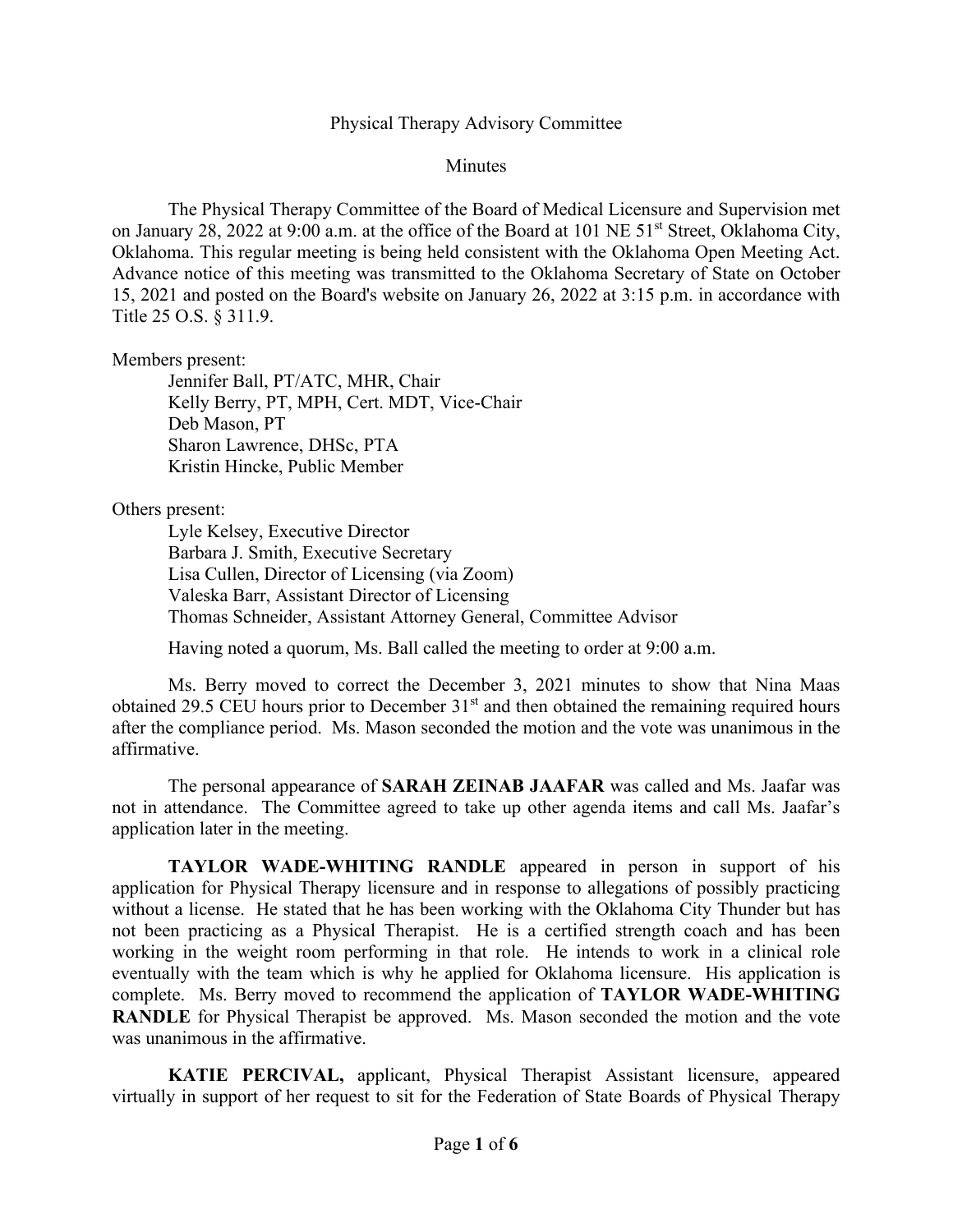Physical Therapy Advisory Committee

Minutes

The Physical Therapy Committee of the Board of Medical Licensure and Supervision met on January 28, 2022 at 9:00 a.m. at the office of the Board at 101 NE 51st Street, Oklahoma City, Oklahoma. This regular meeting is being held consistent with the Oklahoma Open Meeting Act. Advance notice of this meeting was transmitted to the Oklahoma Secretary of State on October 15, 2021 and posted on the Board's website on January 26, 2022 at 3:15 p.m. in accordance with Title 25 O.S. § 311.9.

Members present:

Jennifer Ball, PT/ATC, MHR, Chair
Kelly Berry, PT, MPH, Cert. MDT, Vice-Chair
Deb Mason, PT
Sharon Lawrence, DHSc, PTA
Kristin Hincke, Public Member

Others present:

Lyle Kelsey, Executive Director
Barbara J. Smith, Executive Secretary
Lisa Cullen, Director of Licensing (via Zoom)
Valeska Barr, Assistant Director of Licensing
Thomas Schneider, Assistant Attorney General, Committee Advisor

Having noted a quorum, Ms. Ball called the meeting to order at 9:00 a.m.

Ms. Berry moved to correct the December 3, 2021 minutes to show that Nina Maas obtained 29.5 CEU hours prior to December 31st and then obtained the remaining required hours after the compliance period. Ms. Mason seconded the motion and the vote was unanimous in the affirmative.

The personal appearance of **SARAH ZEINAB JAAFAR** was called and Ms. Jaafar was not in attendance. The Committee agreed to take up other agenda items and call Ms. Jaafar's application later in the meeting.

**TAYLOR WADE-WHITING RANDLE** appeared in person in support of his application for Physical Therapy licensure and in response to allegations of possibly practicing without a license. He stated that he has been working with the Oklahoma City Thunder but has not been practicing as a Physical Therapist. He is a certified strength coach and has been working in the weight room performing in that role. He intends to work in a clinical role eventually with the team which is why he applied for Oklahoma licensure. His application is complete. Ms. Berry moved to recommend the application of **TAYLOR WADE-WHITING RANDLE** for Physical Therapist be approved. Ms. Mason seconded the motion and the vote was unanimous in the affirmative.

**KATIE PERCIVAL,** applicant, Physical Therapist Assistant licensure, appeared virtually in support of her request to sit for the Federation of State Boards of Physical Therapy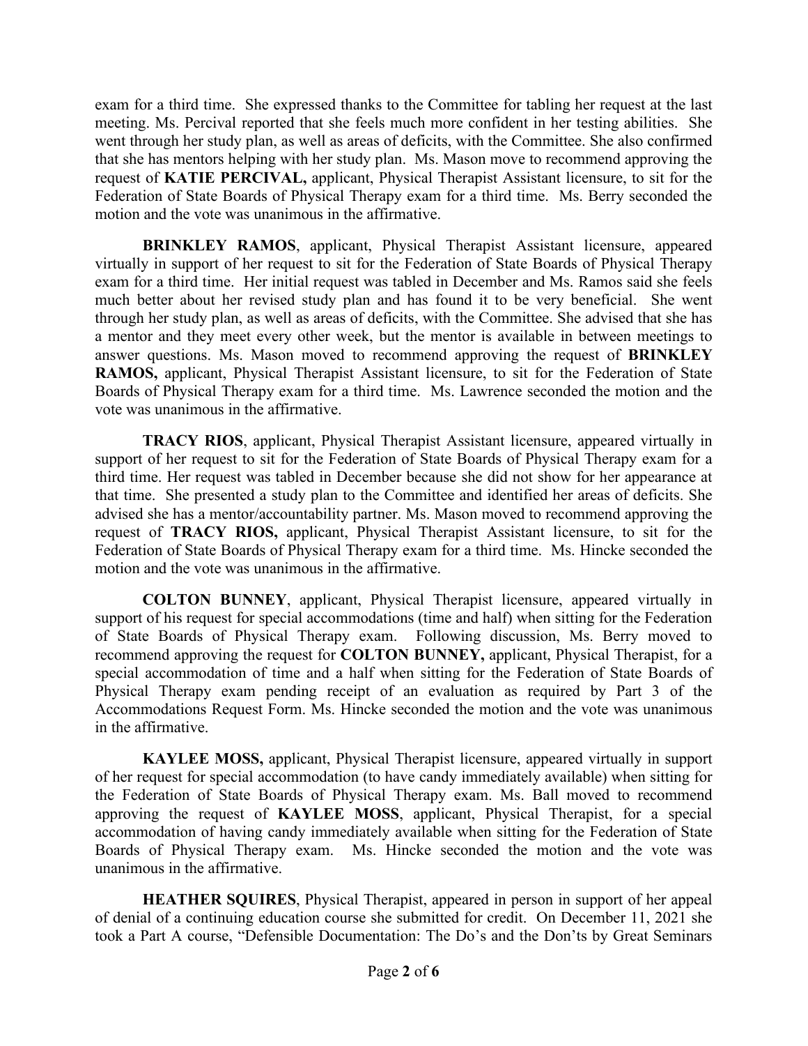exam for a third time. She expressed thanks to the Committee for tabling her request at the last meeting. Ms. Percival reported that she feels much more confident in her testing abilities. She went through her study plan, as well as areas of deficits, with the Committee. She also confirmed that she has mentors helping with her study plan. Ms. Mason move to recommend approving the request of **KATIE PERCIVAL,** applicant, Physical Therapist Assistant licensure, to sit for the Federation of State Boards of Physical Therapy exam for a third time. Ms. Berry seconded the motion and the vote was unanimous in the affirmative.

**BRINKLEY RAMOS**, applicant, Physical Therapist Assistant licensure, appeared virtually in support of her request to sit for the Federation of State Boards of Physical Therapy exam for a third time. Her initial request was tabled in December and Ms. Ramos said she feels much better about her revised study plan and has found it to be very beneficial. She went through her study plan, as well as areas of deficits, with the Committee. She advised that she has a mentor and they meet every other week, but the mentor is available in between meetings to answer questions. Ms. Mason moved to recommend approving the request of **BRINKLEY RAMOS,** applicant, Physical Therapist Assistant licensure, to sit for the Federation of State Boards of Physical Therapy exam for a third time. Ms. Lawrence seconded the motion and the vote was unanimous in the affirmative.

**TRACY RIOS**, applicant, Physical Therapist Assistant licensure, appeared virtually in support of her request to sit for the Federation of State Boards of Physical Therapy exam for a third time. Her request was tabled in December because she did not show for her appearance at that time. She presented a study plan to the Committee and identified her areas of deficits. She advised she has a mentor/accountability partner. Ms. Mason moved to recommend approving the request of **TRACY RIOS,** applicant, Physical Therapist Assistant licensure, to sit for the Federation of State Boards of Physical Therapy exam for a third time. Ms. Hincke seconded the motion and the vote was unanimous in the affirmative.

**COLTON BUNNEY**, applicant, Physical Therapist licensure, appeared virtually in support of his request for special accommodations (time and half) when sitting for the Federation of State Boards of Physical Therapy exam. Following discussion, Ms. Berry moved to recommend approving the request for **COLTON BUNNEY,** applicant, Physical Therapist, for a special accommodation of time and a half when sitting for the Federation of State Boards of Physical Therapy exam pending receipt of an evaluation as required by Part 3 of the Accommodations Request Form. Ms. Hincke seconded the motion and the vote was unanimous in the affirmative.

**KAYLEE MOSS,** applicant, Physical Therapist licensure, appeared virtually in support of her request for special accommodation (to have candy immediately available) when sitting for the Federation of State Boards of Physical Therapy exam. Ms. Ball moved to recommend approving the request of **KAYLEE MOSS**, applicant, Physical Therapist, for a special accommodation of having candy immediately available when sitting for the Federation of State Boards of Physical Therapy exam. Ms. Hincke seconded the motion and the vote was unanimous in the affirmative.

**HEATHER SQUIRES**, Physical Therapist, appeared in person in support of her appeal of denial of a continuing education course she submitted for credit. On December 11, 2021 she took a Part A course, "Defensible Documentation: The Do's and the Don'ts by Great Seminars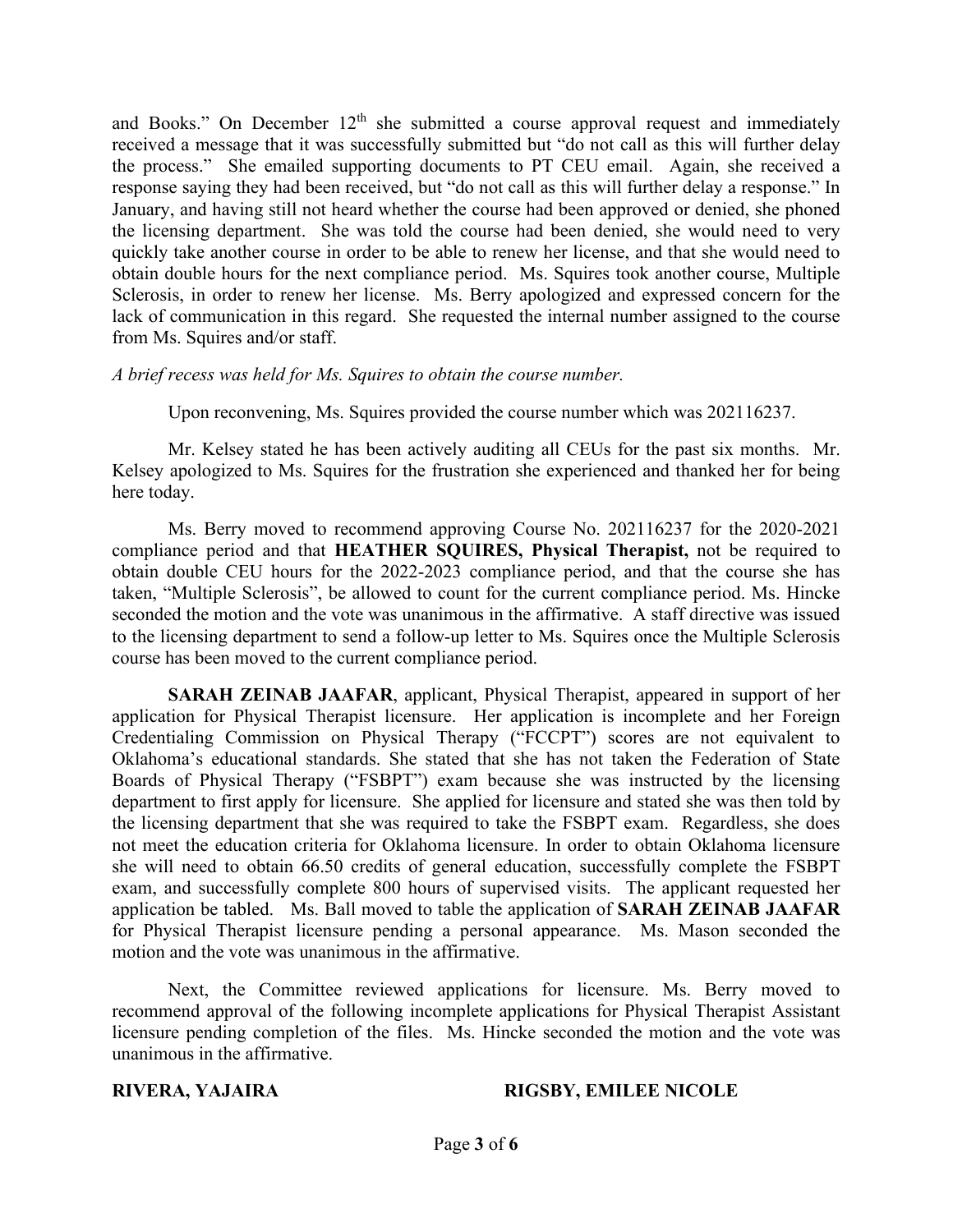and Books." On December 12th she submitted a course approval request and immediately received a message that it was successfully submitted but "do not call as this will further delay the process." She emailed supporting documents to PT CEU email. Again, she received a response saying they had been received, but "do not call as this will further delay a response." In January, and having still not heard whether the course had been approved or denied, she phoned the licensing department. She was told the course had been denied, she would need to very quickly take another course in order to be able to renew her license, and that she would need to obtain double hours for the next compliance period. Ms. Squires took another course, Multiple Sclerosis, in order to renew her license. Ms. Berry apologized and expressed concern for the lack of communication in this regard. She requested the internal number assigned to the course from Ms. Squires and/or staff.

*A brief recess was held for Ms. Squires to obtain the course number.*

Upon reconvening, Ms. Squires provided the course number which was 202116237.

Mr. Kelsey stated he has been actively auditing all CEUs for the past six months. Mr. Kelsey apologized to Ms. Squires for the frustration she experienced and thanked her for being here today.

Ms. Berry moved to recommend approving Course No. 202116237 for the 2020-2021 compliance period and that **HEATHER SQUIRES, Physical Therapist,** not be required to obtain double CEU hours for the 2022-2023 compliance period, and that the course she has taken, "Multiple Sclerosis", be allowed to count for the current compliance period. Ms. Hincke seconded the motion and the vote was unanimous in the affirmative. A staff directive was issued to the licensing department to send a follow-up letter to Ms. Squires once the Multiple Sclerosis course has been moved to the current compliance period.

**SARAH ZEINAB JAAFAR**, applicant, Physical Therapist, appeared in support of her application for Physical Therapist licensure. Her application is incomplete and her Foreign Credentialing Commission on Physical Therapy ("FCCPT") scores are not equivalent to Oklahoma's educational standards. She stated that she has not taken the Federation of State Boards of Physical Therapy ("FSBPT") exam because she was instructed by the licensing department to first apply for licensure. She applied for licensure and stated she was then told by the licensing department that she was required to take the FSBPT exam. Regardless, she does not meet the education criteria for Oklahoma licensure. In order to obtain Oklahoma licensure she will need to obtain 66.50 credits of general education, successfully complete the FSBPT exam, and successfully complete 800 hours of supervised visits. The applicant requested her application be tabled. Ms. Ball moved to table the application of **SARAH ZEINAB JAAFAR** for Physical Therapist licensure pending a personal appearance. Ms. Mason seconded the motion and the vote was unanimous in the affirmative.

Next, the Committee reviewed applications for licensure. Ms. Berry moved to recommend approval of the following incomplete applications for Physical Therapist Assistant licensure pending completion of the files. Ms. Hincke seconded the motion and the vote was unanimous in the affirmative.

**RIVERA, YAJAIRA**

**RIGSBY, EMILEE NICOLE**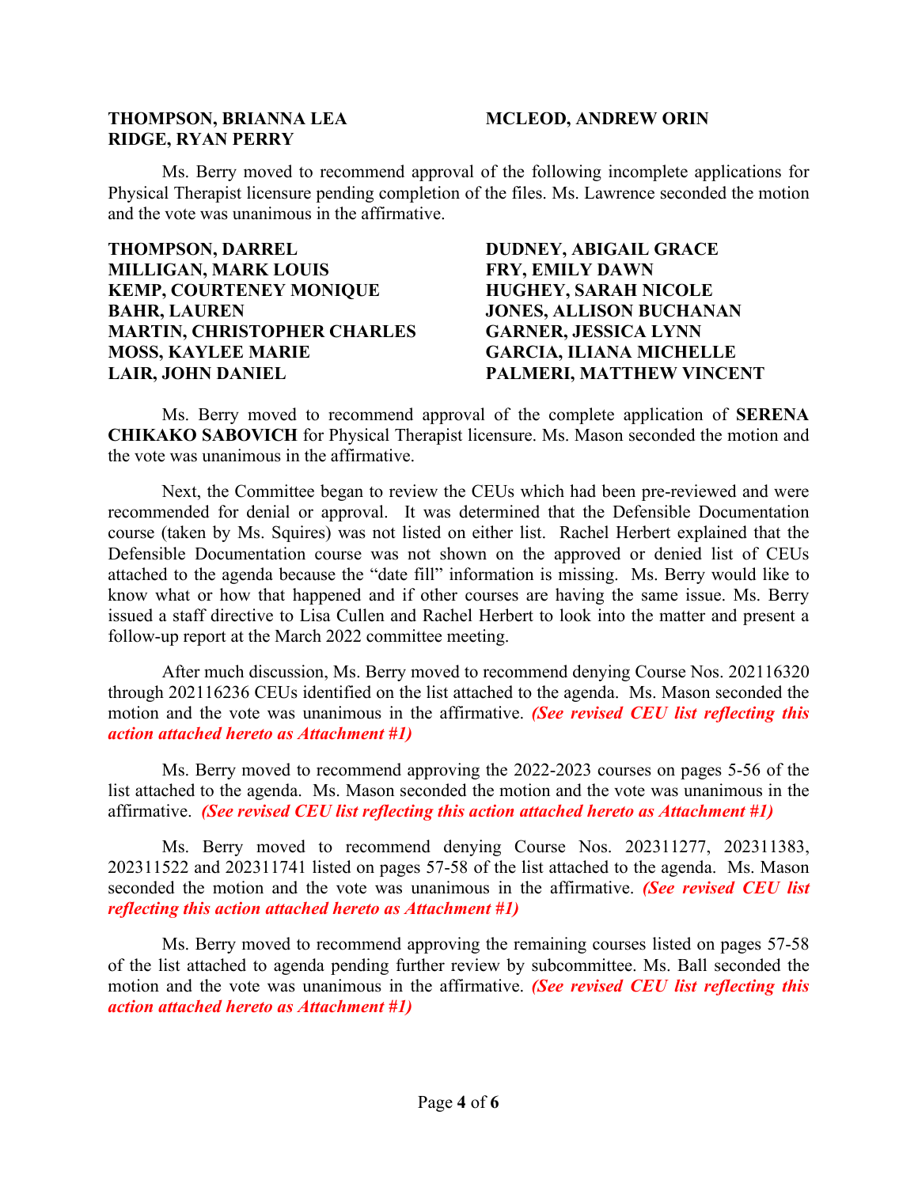**THOMPSON, BRIANNA LEA**
**RIDGE, RYAN PERRY**
**MCLEOD, ANDREW ORIN**

Ms. Berry moved to recommend approval of the following incomplete applications for Physical Therapist licensure pending completion of the files. Ms. Lawrence seconded the motion and the vote was unanimous in the affirmative.

**THOMPSON, DARREL**
**MILLIGAN, MARK LOUIS**
**KEMP, COURTENEY MONIQUE**
**BAHR, LAUREN**
**MARTIN, CHRISTOPHER CHARLES**
**MOSS, KAYLEE MARIE**
**LAIR, JOHN DANIEL**
**DUDNEY, ABIGAIL GRACE**
**FRY, EMILY DAWN**
**HUGHEY, SARAH NICOLE**
**JONES, ALLISON BUCHANAN**
**GARNER, JESSICA LYNN**
**GARCIA, ILIANA MICHELLE**
**PALMERI, MATTHEW VINCENT**

Ms. Berry moved to recommend approval of the complete application of **SERENA CHIKAKO SABOVICH** for Physical Therapist licensure. Ms. Mason seconded the motion and the vote was unanimous in the affirmative.

Next, the Committee began to review the CEUs which had been pre-reviewed and were recommended for denial or approval. It was determined that the Defensible Documentation course (taken by Ms. Squires) was not listed on either list. Rachel Herbert explained that the Defensible Documentation course was not shown on the approved or denied list of CEUs attached to the agenda because the "date fill" information is missing. Ms. Berry would like to know what or how that happened and if other courses are having the same issue. Ms. Berry issued a staff directive to Lisa Cullen and Rachel Herbert to look into the matter and present a follow-up report at the March 2022 committee meeting.

After much discussion, Ms. Berry moved to recommend denying Course Nos. 202116320 through 202116236 CEUs identified on the list attached to the agenda. Ms. Mason seconded the motion and the vote was unanimous in the affirmative. ***(See revised CEU list reflecting this action attached hereto as Attachment #1)***

Ms. Berry moved to recommend approving the 2022-2023 courses on pages 5-56 of the list attached to the agenda. Ms. Mason seconded the motion and the vote was unanimous in the affirmative. ***(See revised CEU list reflecting this action attached hereto as Attachment #1)***

Ms. Berry moved to recommend denying Course Nos. 202311277, 202311383, 202311522 and 202311741 listed on pages 57-58 of the list attached to the agenda. Ms. Mason seconded the motion and the vote was unanimous in the affirmative. ***(See revised CEU list reflecting this action attached hereto as Attachment #1)***

Ms. Berry moved to recommend approving the remaining courses listed on pages 57-58 of the list attached to agenda pending further review by subcommittee. Ms. Ball seconded the motion and the vote was unanimous in the affirmative. ***(See revised CEU list reflecting this action attached hereto as Attachment #1)***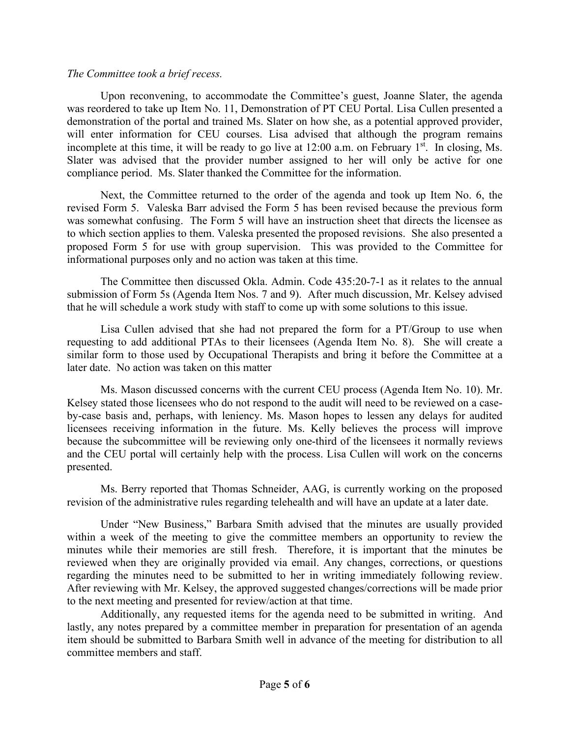*The Committee took a brief recess.*

Upon reconvening, to accommodate the Committee's guest, Joanne Slater, the agenda was reordered to take up Item No. 11, Demonstration of PT CEU Portal. Lisa Cullen presented a demonstration of the portal and trained Ms. Slater on how she, as a potential approved provider, will enter information for CEU courses. Lisa advised that although the program remains incomplete at this time, it will be ready to go live at 12:00 a.m. on February 1st. In closing, Ms. Slater was advised that the provider number assigned to her will only be active for one compliance period. Ms. Slater thanked the Committee for the information.

Next, the Committee returned to the order of the agenda and took up Item No. 6, the revised Form 5. Valeska Barr advised the Form 5 has been revised because the previous form was somewhat confusing. The Form 5 will have an instruction sheet that directs the licensee as to which section applies to them. Valeska presented the proposed revisions. She also presented a proposed Form 5 for use with group supervision. This was provided to the Committee for informational purposes only and no action was taken at this time.

The Committee then discussed Okla. Admin. Code 435:20-7-1 as it relates to the annual submission of Form 5s (Agenda Item Nos. 7 and 9). After much discussion, Mr. Kelsey advised that he will schedule a work study with staff to come up with some solutions to this issue.

Lisa Cullen advised that she had not prepared the form for a PT/Group to use when requesting to add additional PTAs to their licensees (Agenda Item No. 8). She will create a similar form to those used by Occupational Therapists and bring it before the Committee at a later date. No action was taken on this matter

Ms. Mason discussed concerns with the current CEU process (Agenda Item No. 10). Mr. Kelsey stated those licensees who do not respond to the audit will need to be reviewed on a case-by-case basis and, perhaps, with leniency. Ms. Mason hopes to lessen any delays for audited licensees receiving information in the future. Ms. Kelly believes the process will improve because the subcommittee will be reviewing only one-third of the licensees it normally reviews and the CEU portal will certainly help with the process. Lisa Cullen will work on the concerns presented.

Ms. Berry reported that Thomas Schneider, AAG, is currently working on the proposed revision of the administrative rules regarding telehealth and will have an update at a later date.

Under "New Business," Barbara Smith advised that the minutes are usually provided within a week of the meeting to give the committee members an opportunity to review the minutes while their memories are still fresh. Therefore, it is important that the minutes be reviewed when they are originally provided via email. Any changes, corrections, or questions regarding the minutes need to be submitted to her in writing immediately following review. After reviewing with Mr. Kelsey, the approved suggested changes/corrections will be made prior to the next meeting and presented for review/action at that time.

Additionally, any requested items for the agenda need to be submitted in writing. And lastly, any notes prepared by a committee member in preparation for presentation of an agenda item should be submitted to Barbara Smith well in advance of the meeting for distribution to all committee members and staff.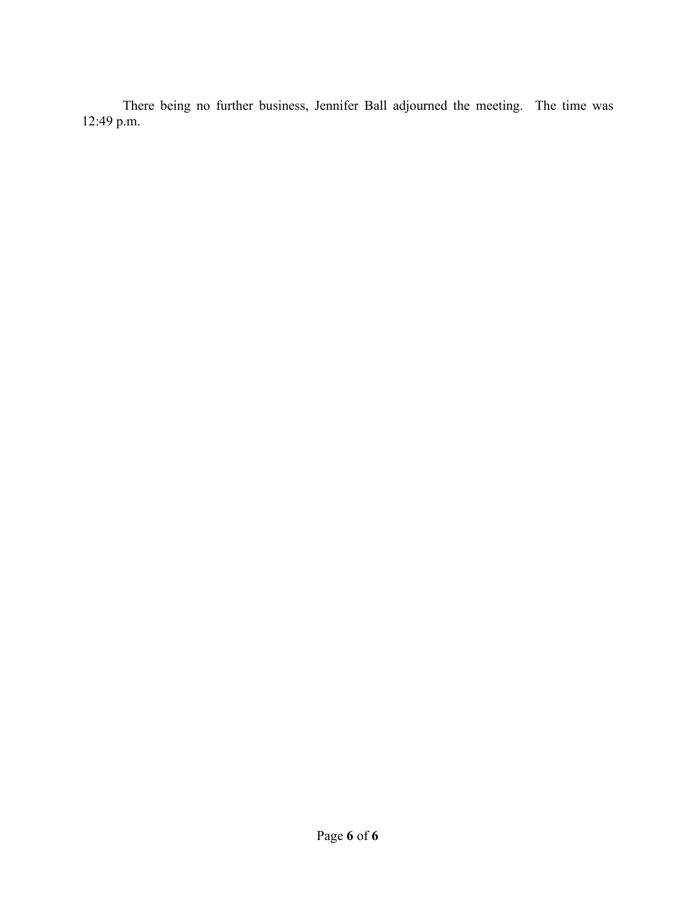There being no further business, Jennifer Ball adjourned the meeting. The time was 12:49 p.m.